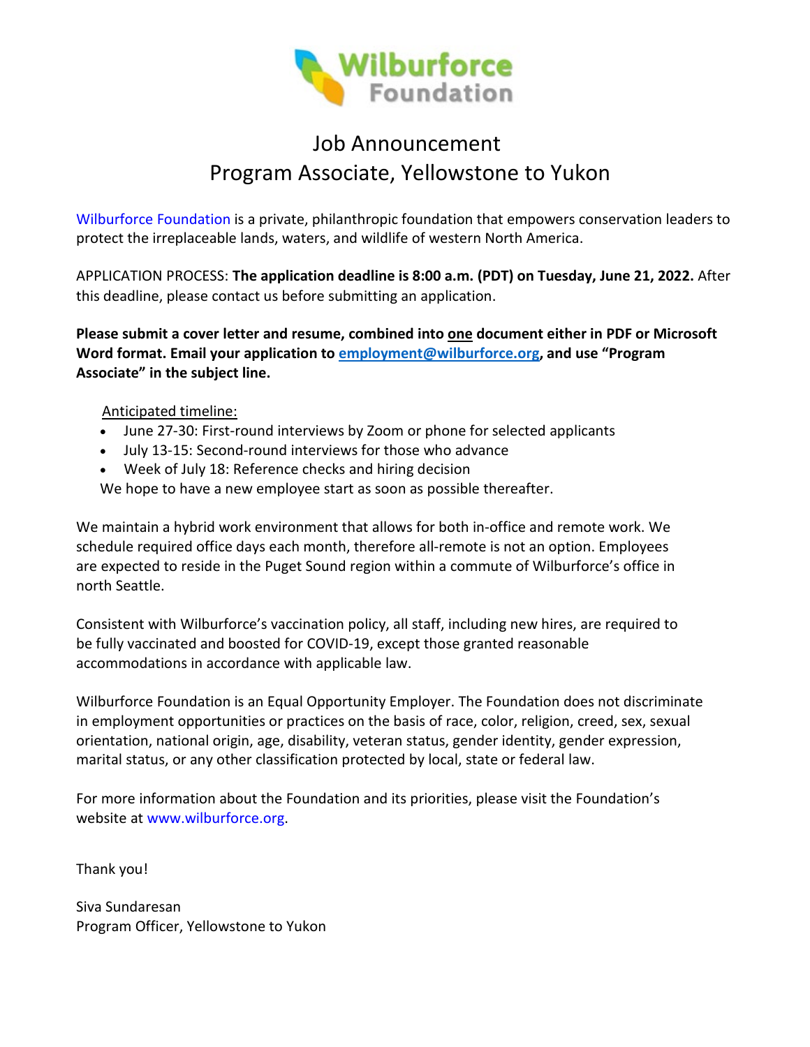# Job Announcement
# Program Associate, Yellowstone to Yukon

Wilburforce Foundation is a private, philanthropic foundation that empowers conservation leaders to protect the irreplaceable lands, waters, and wildlife of western North America.

APPLICATION PROCESS: **The application deadline is 8:00 a.m. (PDT) on Tuesday, June 21, 2022.** After this deadline, please contact us before submitting an application.

**Please submit a cover letter and resume, combined into one document either in PDF or Microsoft Word format. Email your application to employment@wilburforce.org, and use "Program Associate" in the subject line.**

Anticipated timeline:

- June 27-30: First-round interviews by Zoom or phone for selected applicants
- July 13-15: Second-round interviews for those who advance
- Week of July 18: Reference checks and hiring decision

We hope to have a new employee start as soon as possible thereafter.

We maintain a hybrid work environment that allows for both in-office and remote work. We schedule required office days each month, therefore all-remote is not an option. Employees are expected to reside in the Puget Sound region within a commute of Wilburforce's office in north Seattle.

Consistent with Wilburforce's vaccination policy, all staff, including new hires, are required to be fully vaccinated and boosted for COVID-19, except those granted reasonable accommodations in accordance with applicable law.

Wilburforce Foundation is an Equal Opportunity Employer. The Foundation does not discriminate in employment opportunities or practices on the basis of race, color, religion, creed, sex, sexual orientation, national origin, age, disability, veteran status, gender identity, gender expression, marital status, or any other classification protected by local, state or federal law.

For more information about the Foundation and its priorities, please visit the Foundation's website at www.wilburforce.org.

Thank you!

Siva Sundaresan
Program Officer, Yellowstone to Yukon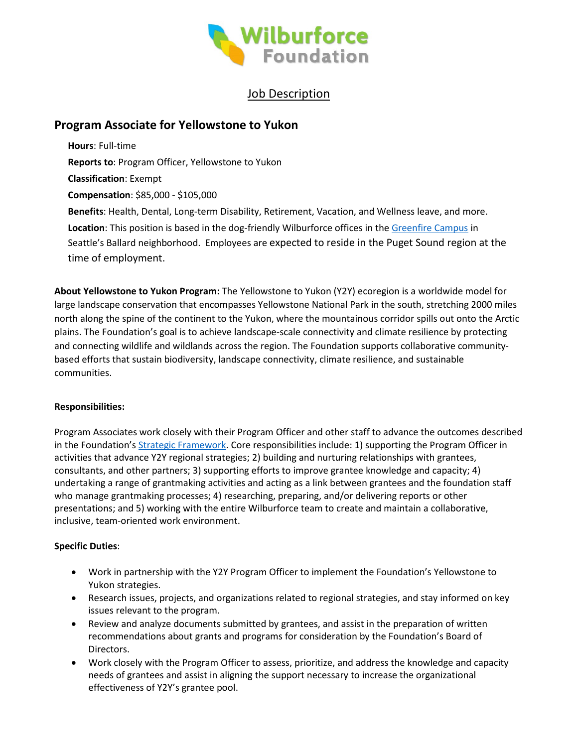Wilburforce Foundation

<u>Job Description</u>

## Program Associate for Yellowstone to Yukon

**Hours**: Full-time

**Reports to**: Program Officer, Yellowstone to Yukon

**Classification**: Exempt

**Compensation**: $85,000 - $105,000

**Benefits**: Health, Dental, Long-term Disability, Retirement, Vacation, and Wellness leave, and more.

**Location**: This position is based in the dog-friendly Wilburforce offices in the [Greenfire Campus] in Seattle's Ballard neighborhood. Employees are expected to reside in the Puget Sound region at the time of employment.

**About Yellowstone to Yukon Program:** The Yellowstone to Yukon (Y2Y) ecoregion is a worldwide model for large landscape conservation that encompasses Yellowstone National Park in the south, stretching 2000 miles north along the spine of the continent to the Yukon, where the mountainous corridor spills out onto the Arctic plains. The Foundation's goal is to achieve landscape-scale connectivity and climate resilience by protecting and connecting wildlife and wildlands across the region. The Foundation supports collaborative community-based efforts that sustain biodiversity, landscape connectivity, climate resilience, and sustainable communities.

**Responsibilities:**

Program Associates work closely with their Program Officer and other staff to advance the outcomes described in the Foundation's [Strategic Framework]. Core responsibilities include: 1) supporting the Program Officer in activities that advance Y2Y regional strategies; 2) building and nurturing relationships with grantees, consultants, and other partners; 3) supporting efforts to improve grantee knowledge and capacity; 4) undertaking a range of grantmaking activities and acting as a link between grantees and the foundation staff who manage grantmaking processes; 4) researching, preparing, and/or delivering reports or other presentations; and 5) working with the entire Wilburforce team to create and maintain a collaborative, inclusive, team-oriented work environment.

**Specific Duties**:

- Work in partnership with the Y2Y Program Officer to implement the Foundation's Yellowstone to Yukon strategies.
- Research issues, projects, and organizations related to regional strategies, and stay informed on key issues relevant to the program.
- Review and analyze documents submitted by grantees, and assist in the preparation of written recommendations about grants and programs for consideration by the Foundation's Board of Directors.
- Work closely with the Program Officer to assess, prioritize, and address the knowledge and capacity needs of grantees and assist in aligning the support necessary to increase the organizational effectiveness of Y2Y's grantee pool.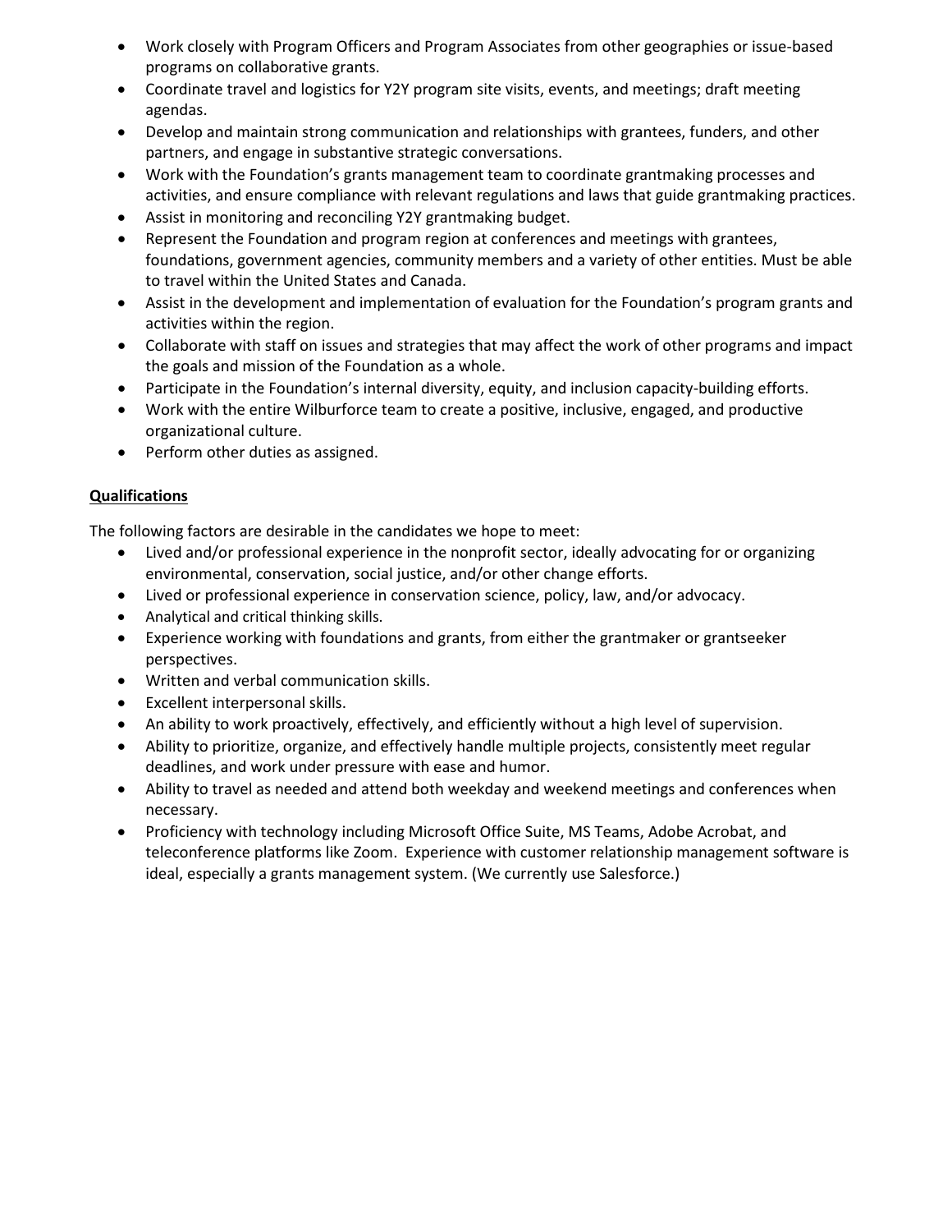- Work closely with Program Officers and Program Associates from other geographies or issue-based programs on collaborative grants.
- Coordinate travel and logistics for Y2Y program site visits, events, and meetings; draft meeting agendas.
- Develop and maintain strong communication and relationships with grantees, funders, and other partners, and engage in substantive strategic conversations.
- Work with the Foundation's grants management team to coordinate grantmaking processes and activities, and ensure compliance with relevant regulations and laws that guide grantmaking practices.
- Assist in monitoring and reconciling Y2Y grantmaking budget.
- Represent the Foundation and program region at conferences and meetings with grantees, foundations, government agencies, community members and a variety of other entities. Must be able to travel within the United States and Canada.
- Assist in the development and implementation of evaluation for the Foundation's program grants and activities within the region.
- Collaborate with staff on issues and strategies that may affect the work of other programs and impact the goals and mission of the Foundation as a whole.
- Participate in the Foundation's internal diversity, equity, and inclusion capacity-building efforts.
- Work with the entire Wilburforce team to create a positive, inclusive, engaged, and productive organizational culture.
- Perform other duties as assigned.

## Qualifications

The following factors are desirable in the candidates we hope to meet:

- Lived and/or professional experience in the nonprofit sector, ideally advocating for or organizing environmental, conservation, social justice, and/or other change efforts.
- Lived or professional experience in conservation science, policy, law, and/or advocacy.
- Analytical and critical thinking skills.
- Experience working with foundations and grants, from either the grantmaker or grantseeker perspectives.
- Written and verbal communication skills.
- Excellent interpersonal skills.
- An ability to work proactively, effectively, and efficiently without a high level of supervision.
- Ability to prioritize, organize, and effectively handle multiple projects, consistently meet regular deadlines, and work under pressure with ease and humor.
- Ability to travel as needed and attend both weekday and weekend meetings and conferences when necessary.
- Proficiency with technology including Microsoft Office Suite, MS Teams, Adobe Acrobat, and teleconference platforms like Zoom. Experience with customer relationship management software is ideal, especially a grants management system. (We currently use Salesforce.)